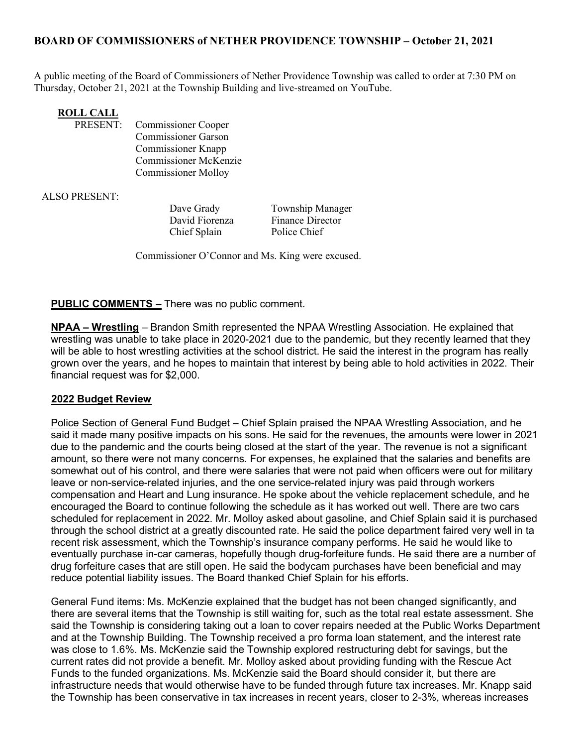# BOARD OF COMMISSIONERS of NETHER PROVIDENCE TOWNSHIP – October 21, 2021

A public meeting of the Board of Commissioners of Nether Providence Township was called to order at 7:30 PM on Thursday, October 21, 2021 at the Township Building and live-streamed on YouTube.

**ROLL CALL**

PRESENT: Commissioner Cooper
Commissioner Garson
Commissioner Knapp
Commissioner McKenzie
Commissioner Molloy

ALSO PRESENT:

| | |
|---|---|
| Dave Grady | Township Manager |
| David Fiorenza | Finance Director |
| Chief Splain | Police Chief |

Commissioner O'Connor and Ms. King were excused.

**PUBLIC COMMENTS –** There was no public comment.

**NPAA – Wrestling** – Brandon Smith represented the NPAA Wrestling Association. He explained that wrestling was unable to take place in 2020-2021 due to the pandemic, but they recently learned that they will be able to host wrestling activities at the school district. He said the interest in the program has really grown over the years, and he hopes to maintain that interest by being able to hold activities in 2022. Their financial request was for $2,000.

**2022 Budget Review**

Police Section of General Fund Budget – Chief Splain praised the NPAA Wrestling Association, and he said it made many positive impacts on his sons. He said for the revenues, the amounts were lower in 2021 due to the pandemic and the courts being closed at the start of the year. The revenue is not a significant amount, so there were not many concerns. For expenses, he explained that the salaries and benefits are somewhat out of his control, and there were salaries that were not paid when officers were out for military leave or non-service-related injuries, and the one service-related injury was paid through workers compensation and Heart and Lung insurance. He spoke about the vehicle replacement schedule, and he encouraged the Board to continue following the schedule as it has worked out well. There are two cars scheduled for replacement in 2022. Mr. Molloy asked about gasoline, and Chief Splain said it is purchased through the school district at a greatly discounted rate. He said the police department faired very well in ta recent risk assessment, which the Township's insurance company performs. He said he would like to eventually purchase in-car cameras, hopefully though drug-forfeiture funds. He said there are a number of drug forfeiture cases that are still open. He said the bodycam purchases have been beneficial and may reduce potential liability issues. The Board thanked Chief Splain for his efforts.

General Fund items: Ms. McKenzie explained that the budget has not been changed significantly, and there are several items that the Township is still waiting for, such as the total real estate assessment. She said the Township is considering taking out a loan to cover repairs needed at the Public Works Department and at the Township Building. The Township received a pro forma loan statement, and the interest rate was close to 1.6%. Ms. McKenzie said the Township explored restructuring debt for savings, but the current rates did not provide a benefit. Mr. Molloy asked about providing funding with the Rescue Act Funds to the funded organizations. Ms. McKenzie said the Board should consider it, but there are infrastructure needs that would otherwise have to be funded through future tax increases. Mr. Knapp said the Township has been conservative in tax increases in recent years, closer to 2-3%, whereas increases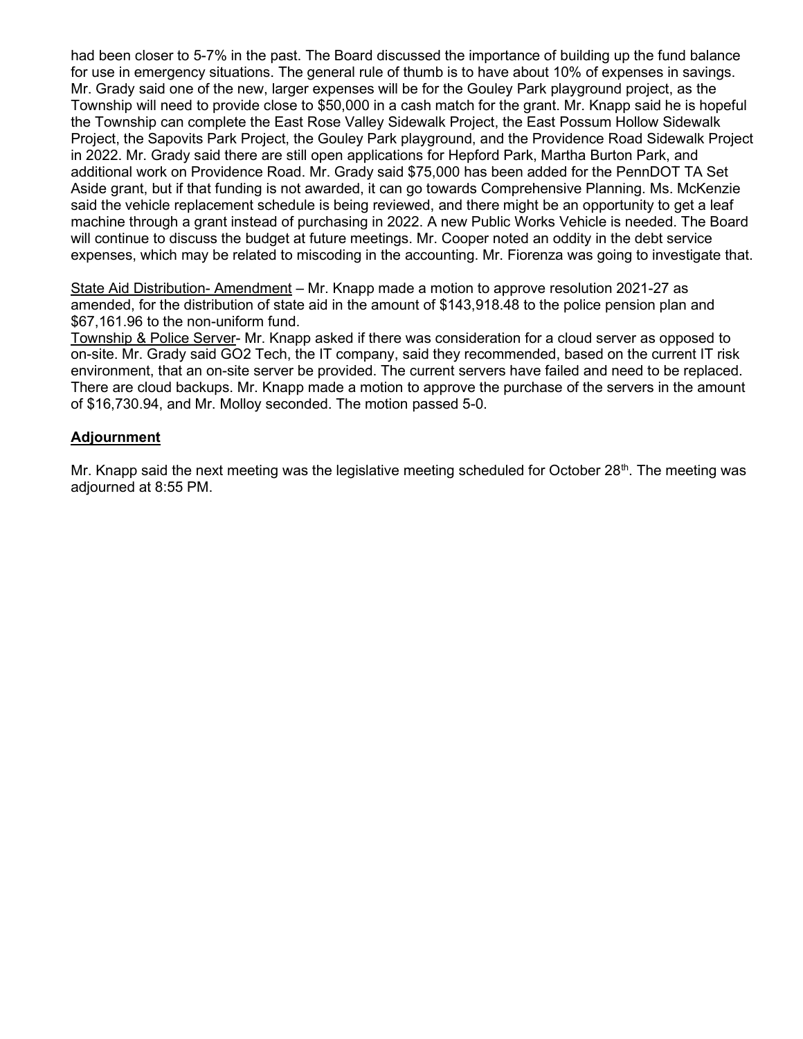had been closer to 5-7% in the past. The Board discussed the importance of building up the fund balance for use in emergency situations. The general rule of thumb is to have about 10% of expenses in savings. Mr. Grady said one of the new, larger expenses will be for the Gouley Park playground project, as the Township will need to provide close to $50,000 in a cash match for the grant. Mr. Knapp said he is hopeful the Township can complete the East Rose Valley Sidewalk Project, the East Possum Hollow Sidewalk Project, the Sapovits Park Project, the Gouley Park playground, and the Providence Road Sidewalk Project in 2022. Mr. Grady said there are still open applications for Hepford Park, Martha Burton Park, and additional work on Providence Road. Mr. Grady said $75,000 has been added for the PennDOT TA Set Aside grant, but if that funding is not awarded, it can go towards Comprehensive Planning. Ms. McKenzie said the vehicle replacement schedule is being reviewed, and there might be an opportunity to get a leaf machine through a grant instead of purchasing in 2022. A new Public Works Vehicle is needed. The Board will continue to discuss the budget at future meetings. Mr. Cooper noted an oddity in the debt service expenses, which may be related to miscoding in the accounting. Mr. Fiorenza was going to investigate that.

State Aid Distribution- Amendment – Mr. Knapp made a motion to approve resolution 2021-27 as amended, for the distribution of state aid in the amount of $143,918.48 to the police pension plan and $67,161.96 to the non-uniform fund.

Township & Police Server- Mr. Knapp asked if there was consideration for a cloud server as opposed to on-site. Mr. Grady said GO2 Tech, the IT company, said they recommended, based on the current IT risk environment, that an on-site server be provided. The current servers have failed and need to be replaced. There are cloud backups. Mr. Knapp made a motion to approve the purchase of the servers in the amount of $16,730.94, and Mr. Molloy seconded. The motion passed 5-0.

**Adjournment**

Mr. Knapp said the next meeting was the legislative meeting scheduled for October 28th. The meeting was adjourned at 8:55 PM.